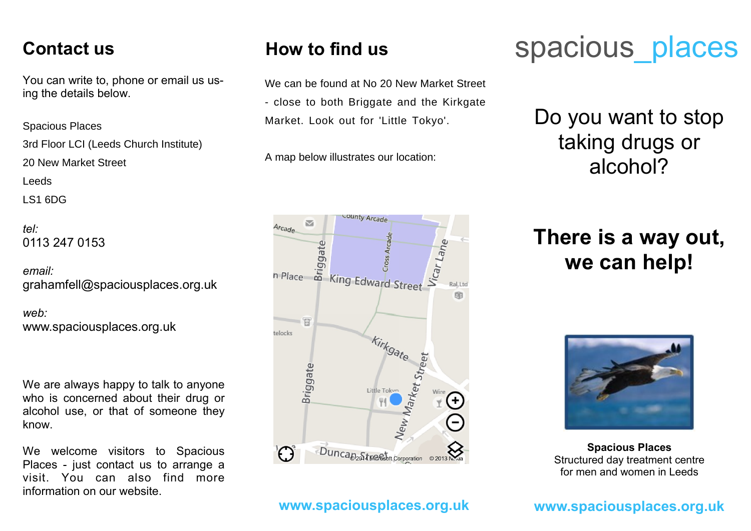## Contact us

You can write to, phone or email us using the details below.

Spacious Places
3rd Floor LCI (Leeds Church Institute)
20 New Market Street
Leeds
LS1 6DG

*tel:*
0113 247 0153

*email:*
grahamfell@spaciousplaces.org.uk

*web:*
www.spaciousplaces.org.uk

We are always happy to talk to anyone who is concerned about their drug or alcohol use, or that of someone they know.

We welcome visitors to Spacious Places - just contact us to arrange a visit. You can also find more information on our website.

## How to find us

We can be found at No 20 New Market Street - close to both Briggate and the Kirkgate Market. Look out for 'Little Tokyo'.

A map below illustrates our location:

**www.spaciousplaces.org.uk**

# spacious_places

Do you want to stop taking drugs or alcohol?

## There is a way out, we can help!

**Spacious Places**
Structured day treatment centre for men and women in Leeds

**www.spaciousplaces.org.uk**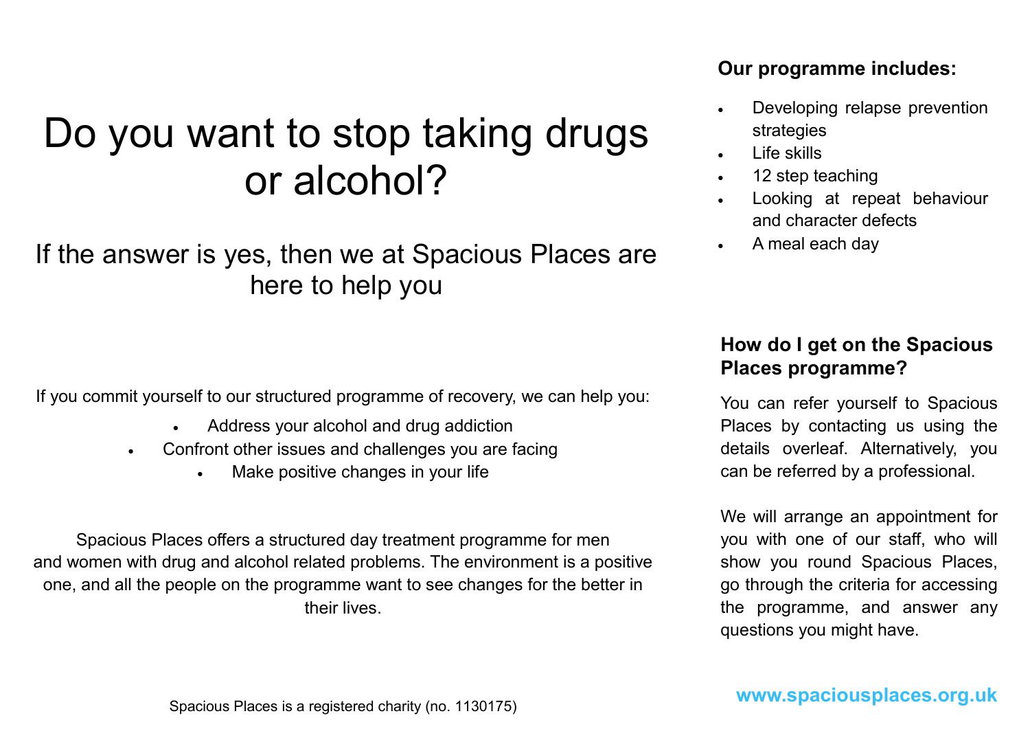# Do you want to stop taking drugs or alcohol?

## If the answer is yes, then we at Spacious Places are here to help you

If you commit yourself to our structured programme of recovery, we can help you:

- Address your alcohol and drug addiction
- Confront other issues and challenges you are facing
- Make positive changes in your life

Spacious Places offers a structured day treatment programme for men and women with drug and alcohol related problems. The environment is a positive one, and all the people on the programme want to see changes for the better in their lives.

Spacious Places is a registered charity (no. 1130175)

**Our programme includes:**

- Developing relapse prevention strategies
- Life skills
- 12 step teaching
- Looking at repeat behaviour and character defects
- A meal each day

**How do I get on the Spacious Places programme?**

You can refer yourself to Spacious Places by contacting us using the details overleaf. Alternatively, you can be referred by a professional.

We will arrange an appointment for you with one of our staff, who will show you round Spacious Places, go through the criteria for accessing the programme, and answer any questions you might have.

**www.spaciousplaces.org.uk**